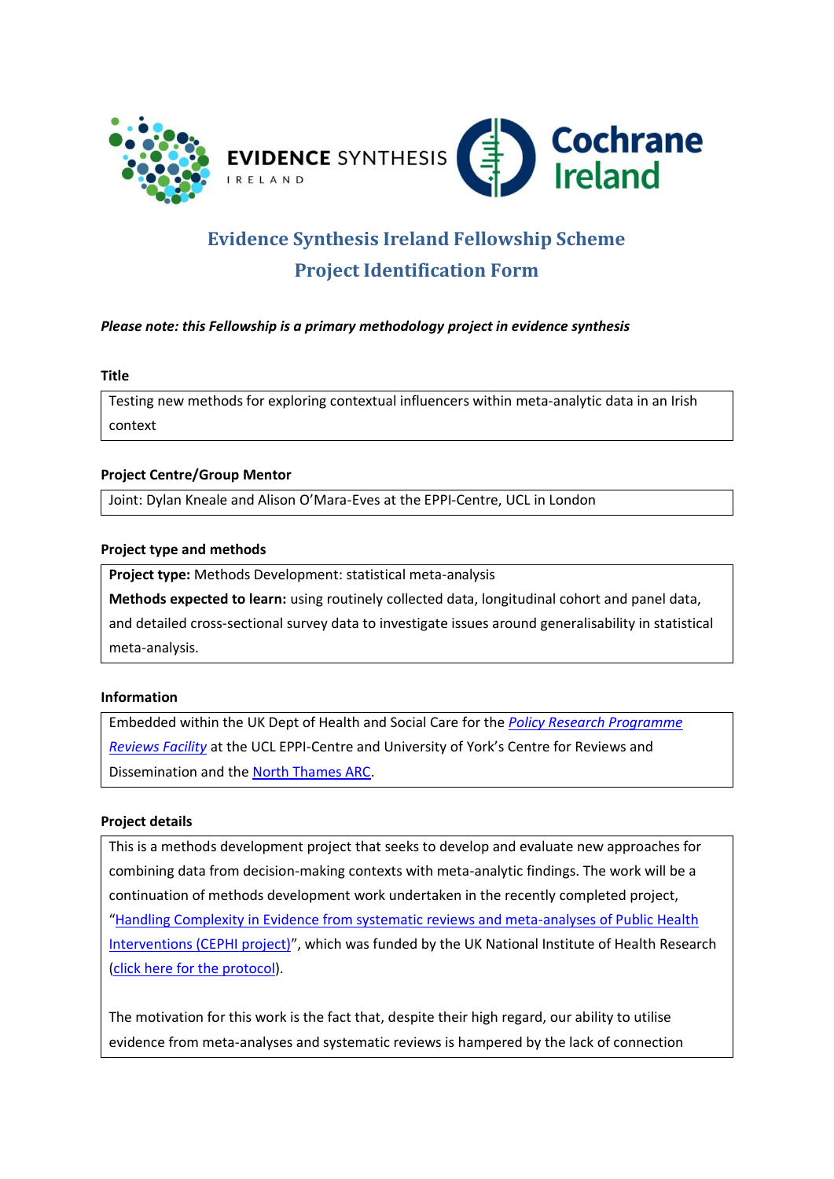# Evidence Synthesis Ireland Fellowship Scheme

## Project Identification Form

***Please note: this Fellowship is a primary methodology project in evidence synthesis***

### Title

Testing new methods for exploring contextual influencers within meta-analytic data in an Irish context

### Project Centre/Group Mentor

Joint: Dylan Kneale and Alison O'Mara-Eves at the EPPI-Centre, UCL in London

### Project type and methods

**Project type:** Methods Development: statistical meta-analysis

**Methods expected to learn:** using routinely collected data, longitudinal cohort and panel data, and detailed cross-sectional survey data to investigate issues around generalisability in statistical meta-analysis.

### Information

Embedded within the UK Dept of Health and Social Care for the *Policy Research Programme Reviews Facility* at the UCL EPPI-Centre and University of York's Centre for Reviews and Dissemination and the North Thames ARC.

### Project details

This is a methods development project that seeks to develop and evaluate new approaches for combining data from decision-making contexts with meta-analytic findings. The work will be a continuation of methods development work undertaken in the recently completed project, "Handling Complexity in Evidence from systematic reviews and meta-analyses of Public Health Interventions (CEPHI project)", which was funded by the UK National Institute of Health Research (click here for the protocol).

The motivation for this work is the fact that, despite their high regard, our ability to utilise evidence from meta-analyses and systematic reviews is hampered by the lack of connection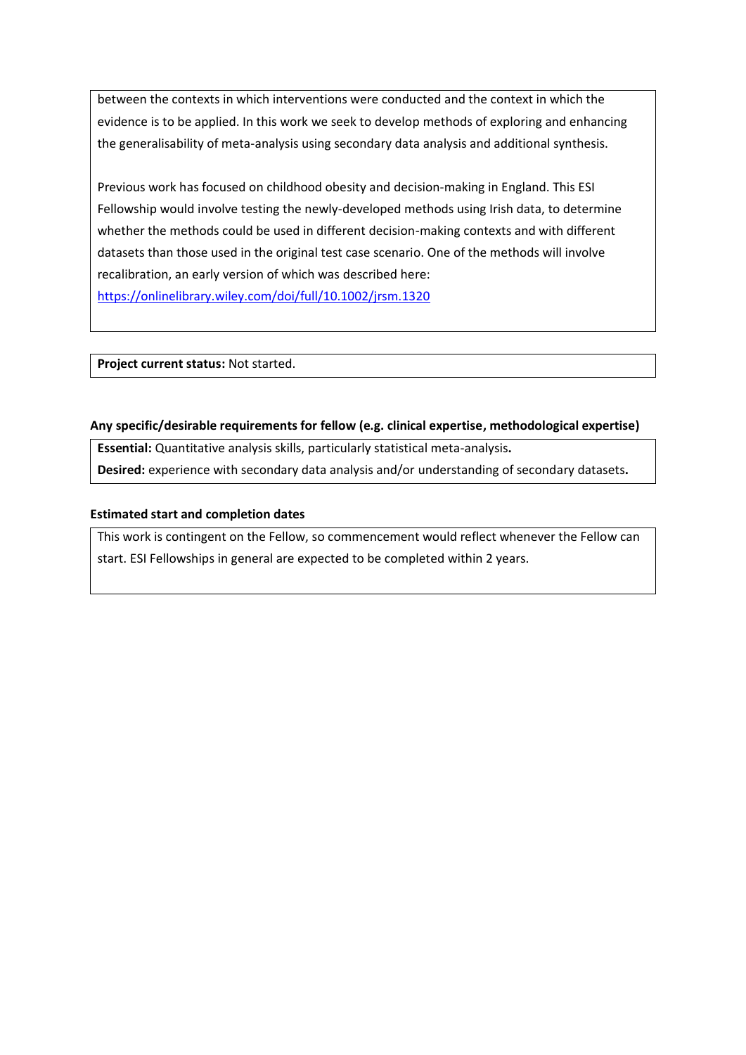between the contexts in which interventions were conducted and the context in which the evidence is to be applied. In this work we seek to develop methods of exploring and enhancing the generalisability of meta-analysis using secondary data analysis and additional synthesis.

Previous work has focused on childhood obesity and decision-making in England. This ESI Fellowship would involve testing the newly-developed methods using Irish data, to determine whether the methods could be used in different decision-making contexts and with different datasets than those used in the original test case scenario. One of the methods will involve recalibration, an early version of which was described here: https://onlinelibrary.wiley.com/doi/full/10.1002/jrsm.1320

**Project current status:** Not started.

**Any specific/desirable requirements for fellow (e.g. clinical expertise, methodological expertise)**

**Essential:** Quantitative analysis skills, particularly statistical meta-analysis**.**
**Desired:** experience with secondary data analysis and/or understanding of secondary datasets**.**

**Estimated start and completion dates**

This work is contingent on the Fellow, so commencement would reflect whenever the Fellow can start. ESI Fellowships in general are expected to be completed within 2 years.